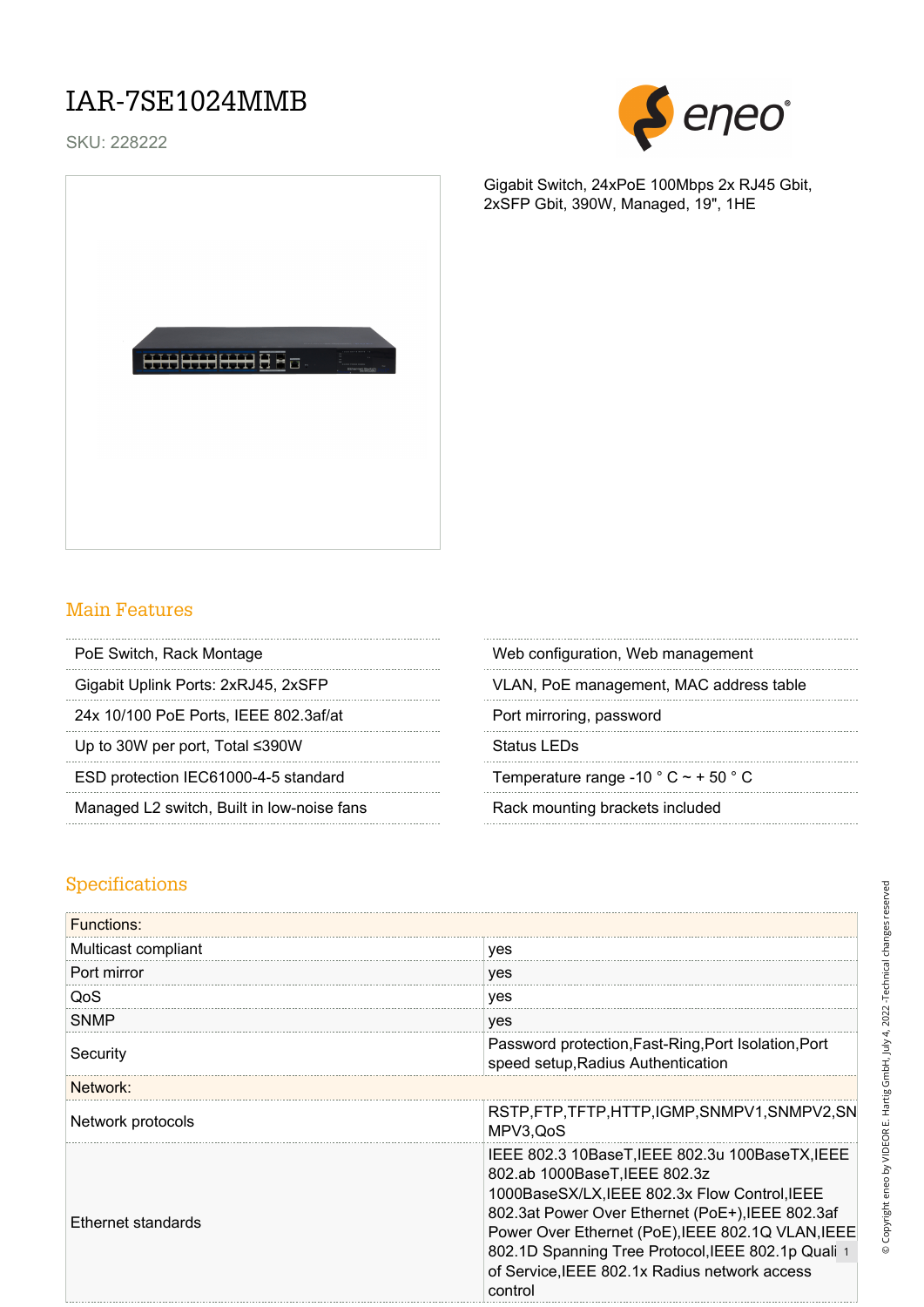# IAR-7SE1024MMB

SKU: 228222

Gigabit Switch, 24xPoE 100Mbps 2x RJ45 Gbit, 2xSFP Gbit, 390W, Managed, 19", 1HE

## Main Features

- PoE Switch, Rack Montage
- Gigabit Uplink Ports: 2xRJ45, 2xSFP
- 24x 10/100 PoE Ports, IEEE 802.3af/at
- Up to 30W per port, Total ≤390W
- ESD protection IEC61000-4-5 standard
- Managed L2 switch, Built in low-noise fans
- Web configuration, Web management
- VLAN, PoE management, MAC address table
- Port mirroring, password
- Status LEDs
- Temperature range -10 ° C ~ + 50 ° C
- Rack mounting brackets included

## Specifications

| Functions: | |
|---|---|
| Multicast compliant | yes |
| Port mirror | yes |
| QoS | yes |
| SNMP | yes |
| Security | Password protection,Fast-Ring,Port Isolation,Port speed setup,Radius Authentication |
| **Network:** | |
| Network protocols | RSTP,FTP,TFTP,HTTP,IGMP,SNMPV1,SNMPV2,SNMPV3,QoS |
| Ethernet standards | IEEE 802.3 10BaseT,IEEE 802.3u 100BaseTX,IEEE 802.ab 1000BaseT,IEEE 802.3z 1000BaseSX/LX,IEEE 802.3x Flow Control,IEEE 802.3at Power Over Ethernet (PoE+),IEEE 802.3af Power Over Ethernet (PoE),IEEE 802.1Q VLAN,IEEE 802.1D Spanning Tree Protocol,IEEE 802.1p Quality of Service,IEEE 802.1x Radius network access control |

© Copyright eneo by VIDEOR E. Hartig GmbH, July 4, 2022 -Technical changes reserved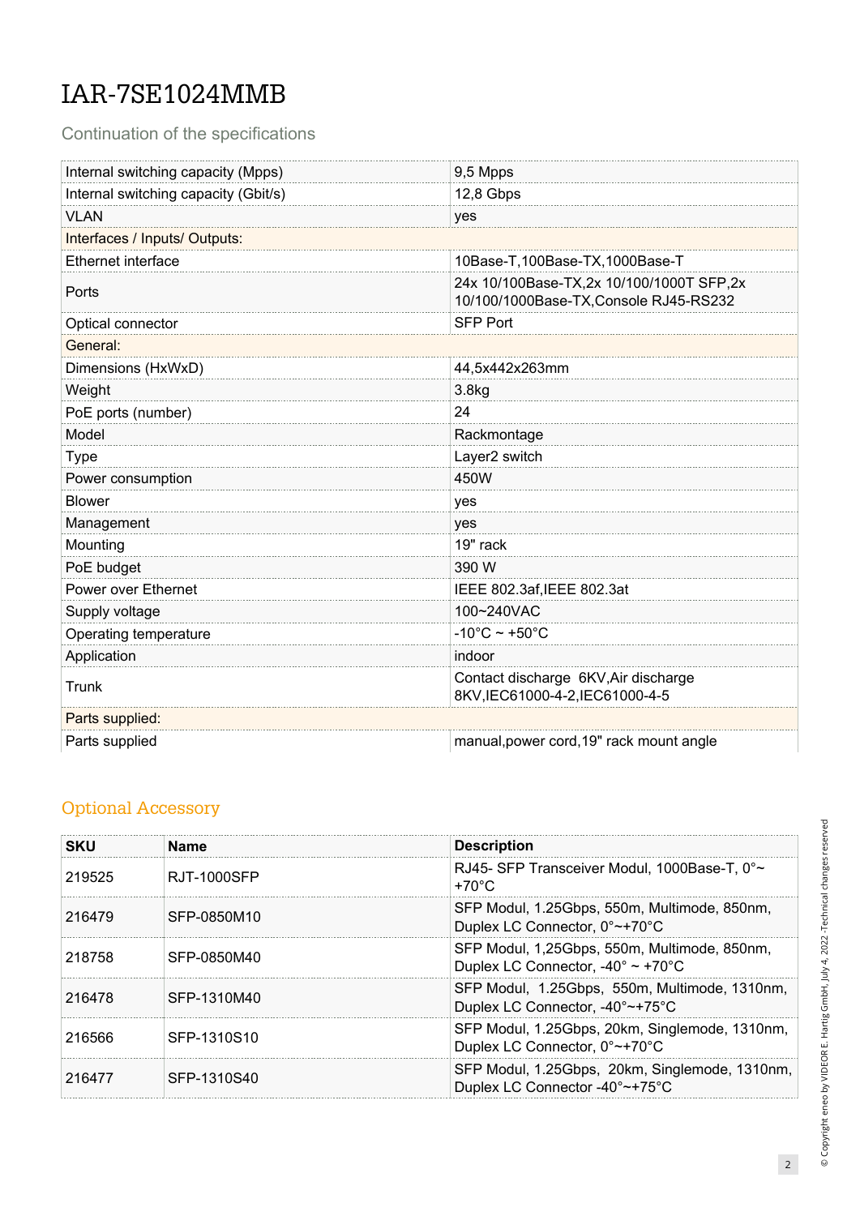# IAR-7SE1024MMB

## Continuation of the specifications

| | |
|---|---|
| Internal switching capacity (Mpps) | 9,5 Mpps |
| Internal switching capacity (Gbit/s) | 12,8 Gbps |
| VLAN | yes |
| **Interfaces / Inputs/ Outputs:** | |
| Ethernet interface | 10Base-T,100Base-TX,1000Base-T |
| Ports | 24x 10/100Base-TX,2x 10/100/1000T SFP,2x 10/100/1000Base-TX,Console RJ45-RS232 |
| Optical connector | SFP Port |
| **General:** | |
| Dimensions (HxWxD) | 44,5x442x263mm |
| Weight | 3.8kg |
| PoE ports (number) | 24 |
| Model | Rackmontage |
| Type | Layer2 switch |
| Power consumption | 450W |
| Blower | yes |
| Management | yes |
| Mounting | 19" rack |
| PoE budget | 390 W |
| Power over Ethernet | IEEE 802.3af,IEEE 802.3at |
| Supply voltage | 100~240VAC |
| Operating temperature | -10°C ~ +50°C |
| Application | indoor |
| Trunk | Contact discharge 6KV,Air discharge 8KV,IEC61000-4-2,IEC61000-4-5 |
| **Parts supplied:** | |
| Parts supplied | manual,power cord,19" rack mount angle |

## Optional Accessory

| SKU | Name | Description |
|---|---|---|
| 219525 | RJT-1000SFP | RJ45- SFP Transceiver Modul, 1000Base-T, 0°~ +70°C |
| 216479 | SFP-0850M10 | SFP Modul, 1.25Gbps, 550m, Multimode, 850nm, Duplex LC Connector, 0°~+70°C |
| 218758 | SFP-0850M40 | SFP Modul, 1,25Gbps, 550m, Multimode, 850nm, Duplex LC Connector, -40° ~ +70°C |
| 216478 | SFP-1310M40 | SFP Modul, 1.25Gbps, 550m, Multimode, 1310nm, Duplex LC Connector, -40°~+75°C |
| 216566 | SFP-1310S10 | SFP Modul, 1.25Gbps, 20km, Singlemode, 1310nm, Duplex LC Connector, 0°~+70°C |
| 216477 | SFP-1310S40 | SFP Modul, 1.25Gbps, 20km, Singlemode, 1310nm, Duplex LC Connector -40°~+75°C |

© Copyright eneo by VIDEOR E. Hartig GmbH, July 4, 2022 -Technical changes reserved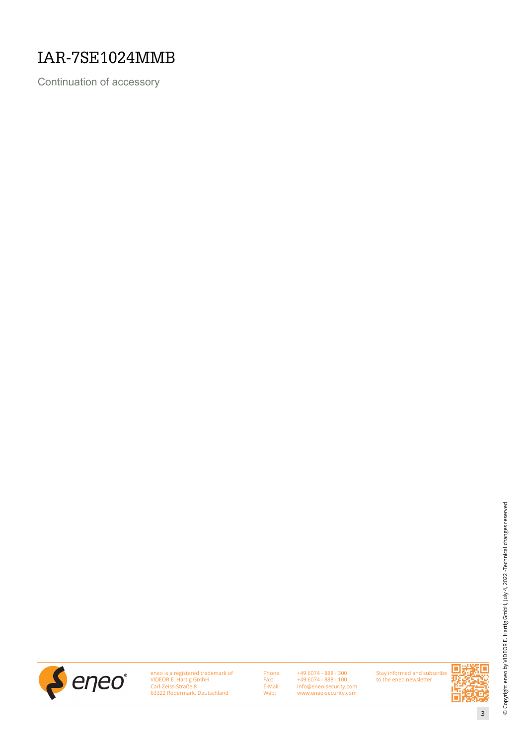# IAR-7SE1024MMB

Continuation of accessory